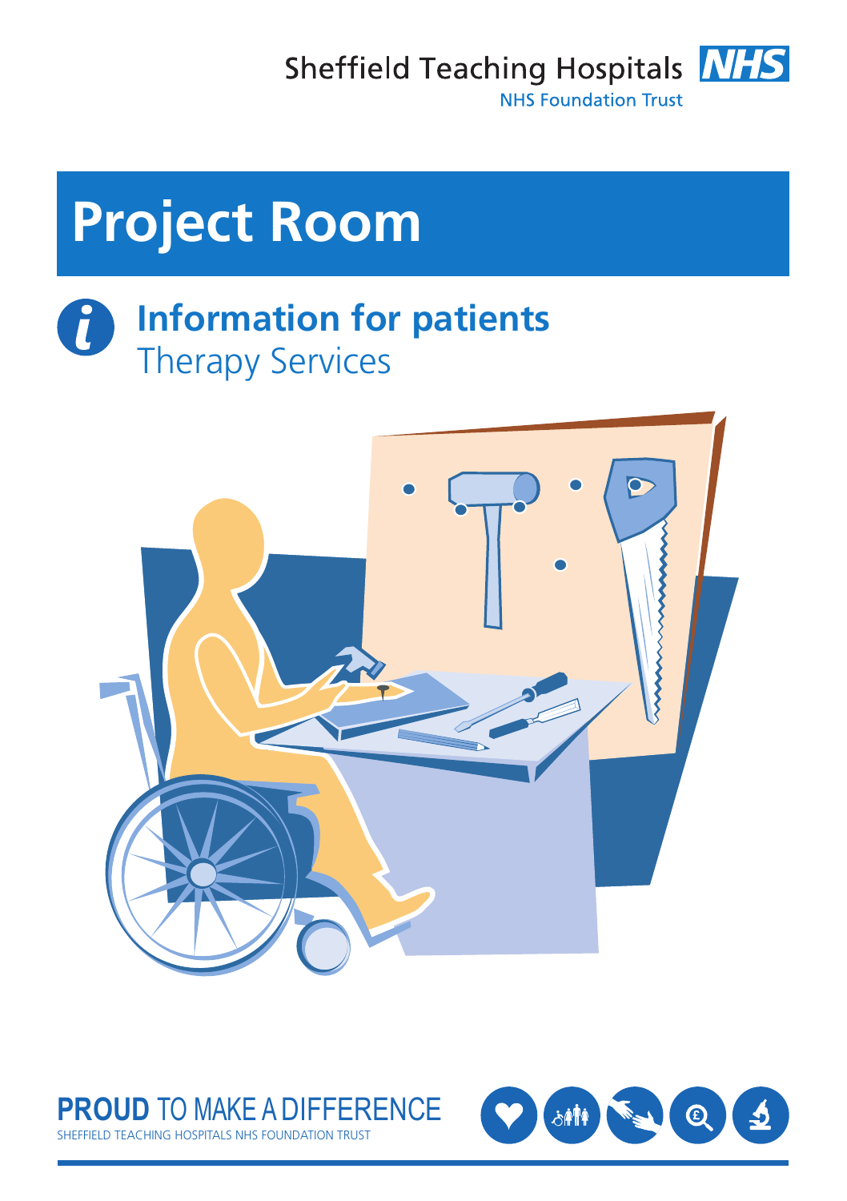Sheffield Teaching Hospitals NHS Foundation Trust

# Project Room

## Information for patients

Therapy Services

**PROUD** TO MAKE A DIFFERENCE

SHEFFIELD TEACHING HOSPITALS NHS FOUNDATION TRUST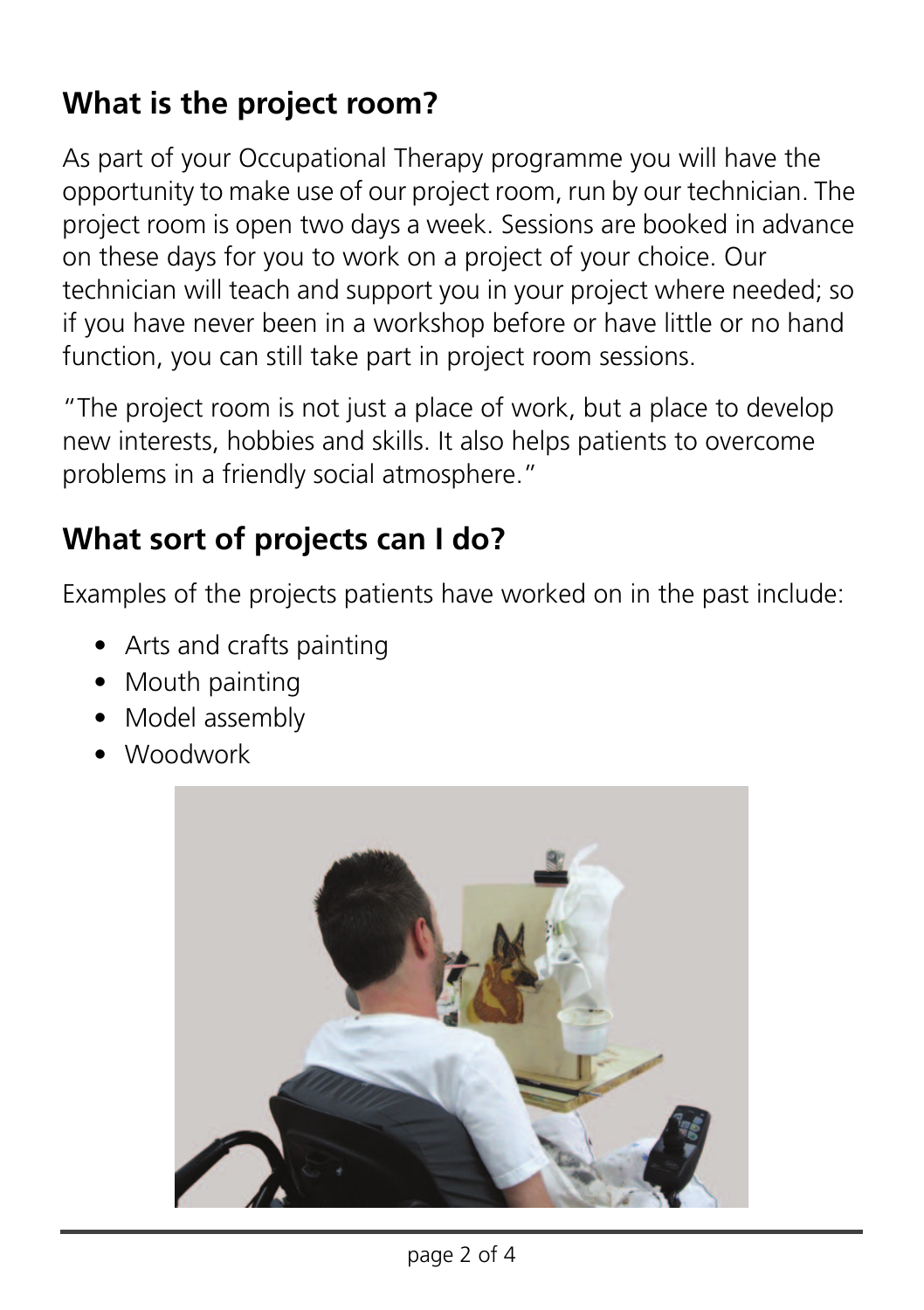## What is the project room?

As part of your Occupational Therapy programme you will have the opportunity to make use of our project room, run by our technician. The project room is open two days a week. Sessions are booked in advance on these days for you to work on a project of your choice. Our technician will teach and support you in your project where needed; so if you have never been in a workshop before or have little or no hand function, you can still take part in project room sessions.

"The project room is not just a place of work, but a place to develop new interests, hobbies and skills. It also helps patients to overcome problems in a friendly social atmosphere."

## What sort of projects can I do?

Examples of the projects patients have worked on in the past include:

- Arts and crafts painting
- Mouth painting
- Model assembly
- Woodwork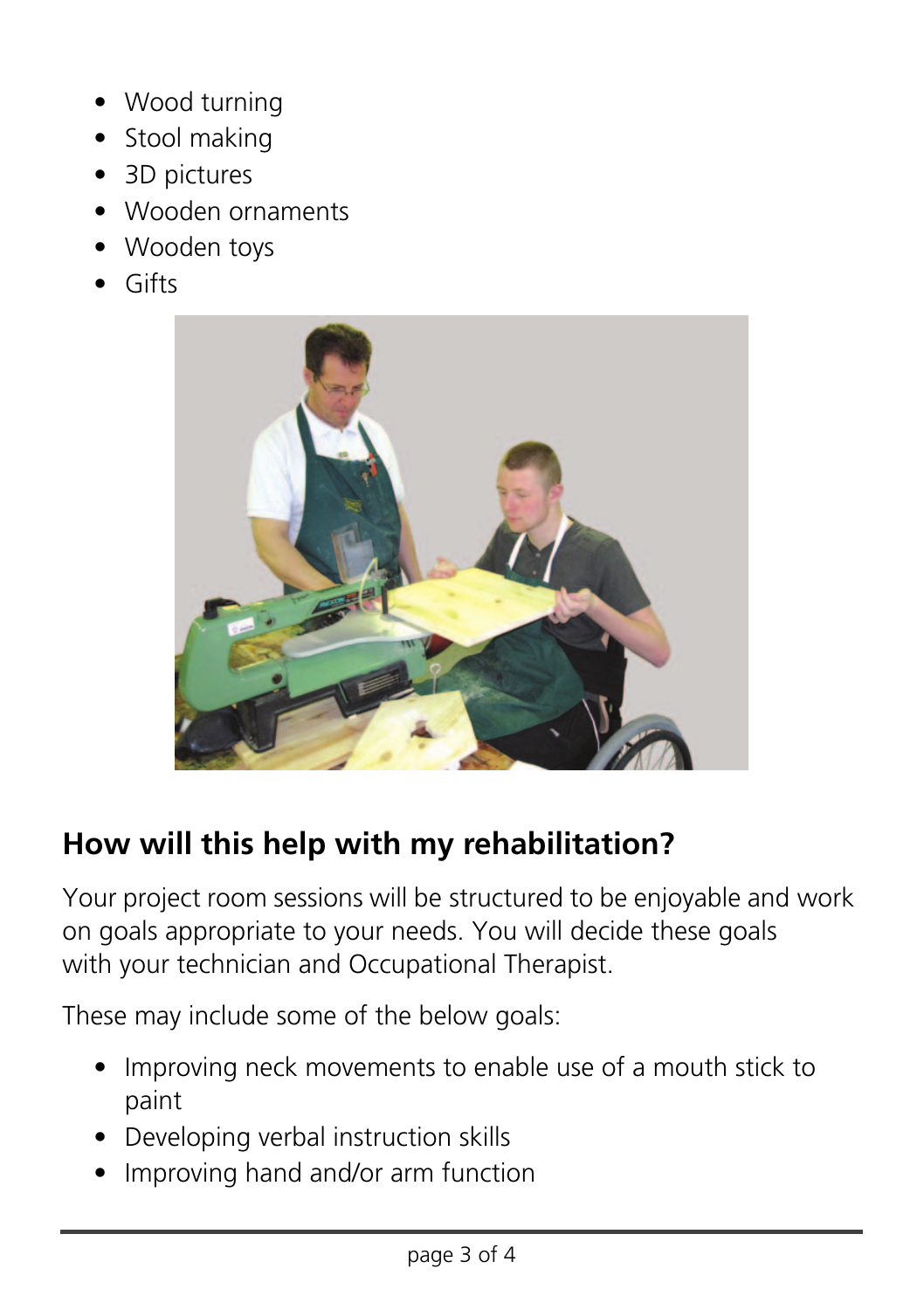- Wood turning
- Stool making
- 3D pictures
- Wooden ornaments
- Wooden toys
- Gifts

## How will this help with my rehabilitation?

Your project room sessions will be structured to be enjoyable and work on goals appropriate to your needs. You will decide these goals with your technician and Occupational Therapist.

These may include some of the below goals:

- Improving neck movements to enable use of a mouth stick to paint
- Developing verbal instruction skills
- Improving hand and/or arm function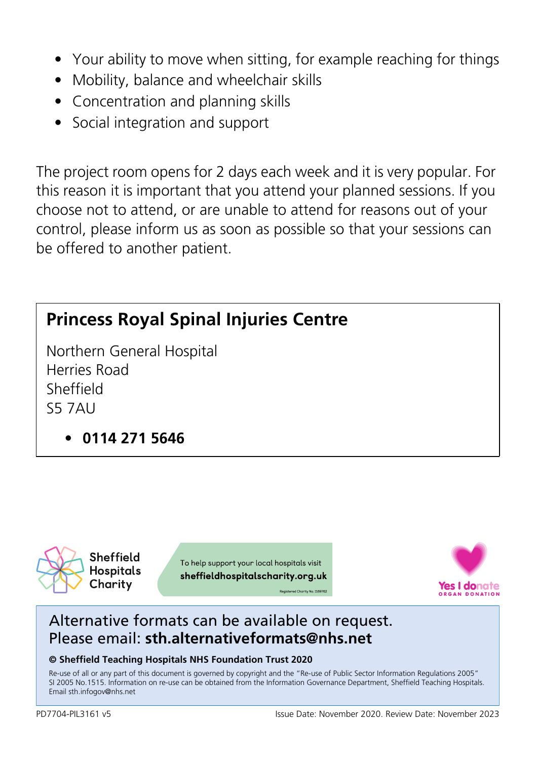- Your ability to move when sitting, for example reaching for things
- Mobility, balance and wheelchair skills
- Concentration and planning skills
- Social integration and support

The project room opens for 2 days each week and it is very popular. For this reason it is important that you attend your planned sessions. If you choose not to attend, or are unable to attend for reasons out of your control, please inform us as soon as possible so that your sessions can be offered to another patient.

## Princess Royal Spinal Injuries Centre

Northern General Hospital
Herries Road
Sheffield
S5 7AU

- **0114 271 5646**

Sheffield Hospitals Charity

To help support your local hospitals visit **sheffieldhospitalscharity.org.uk**

Registered Charity No. 1169762

Yes I donate
ORGAN DONATION

Alternative formats can be available on request.
Please email: **sth.alternativeformats@nhs.net**

**© Sheffield Teaching Hospitals NHS Foundation Trust 2020**

Re-use of all or any part of this document is governed by copyright and the "Re-use of Public Sector Information Regulations 2005" SI 2005 No.1515. Information on re-use can be obtained from the Information Governance Department, Sheffield Teaching Hospitals. Email sth.infogov@nhs.net

PD7704-PIL3161 v5

Issue Date: November 2020. Review Date: November 2023